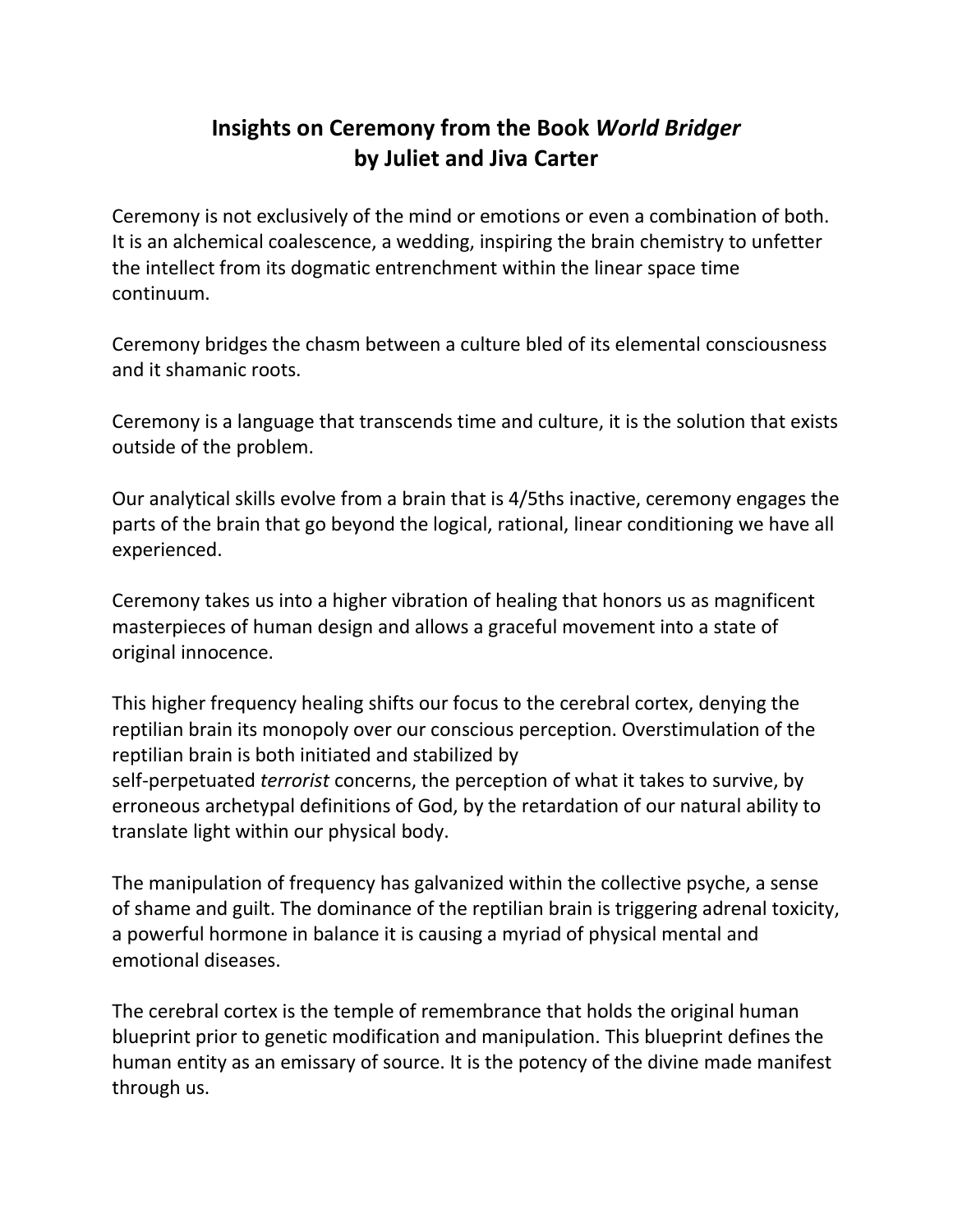# Insights on Ceremony from the Book *World Bridger* by Juliet and Jiva Carter

Ceremony is not exclusively of the mind or emotions or even a combination of both. It is an alchemical coalescence, a wedding, inspiring the brain chemistry to unfetter the intellect from its dogmatic entrenchment within the linear space time continuum.

Ceremony bridges the chasm between a culture bled of its elemental consciousness and it shamanic roots.

Ceremony is a language that transcends time and culture, it is the solution that exists outside of the problem.

Our analytical skills evolve from a brain that is 4/5ths inactive, ceremony engages the parts of the brain that go beyond the logical, rational, linear conditioning we have all experienced.

Ceremony takes us into a higher vibration of healing that honors us as magnificent masterpieces of human design and allows a graceful movement into a state of original innocence.

This higher frequency healing shifts our focus to the cerebral cortex, denying the reptilian brain its monopoly over our conscious perception. Overstimulation of the reptilian brain is both initiated and stabilized by self-perpetuated *terrorist* concerns, the perception of what it takes to survive, by erroneous archetypal definitions of God, by the retardation of our natural ability to translate light within our physical body.

The manipulation of frequency has galvanized within the collective psyche, a sense of shame and guilt. The dominance of the reptilian brain is triggering adrenal toxicity, a powerful hormone in balance it is causing a myriad of physical mental and emotional diseases.

The cerebral cortex is the temple of remembrance that holds the original human blueprint prior to genetic modification and manipulation. This blueprint defines the human entity as an emissary of source. It is the potency of the divine made manifest through us.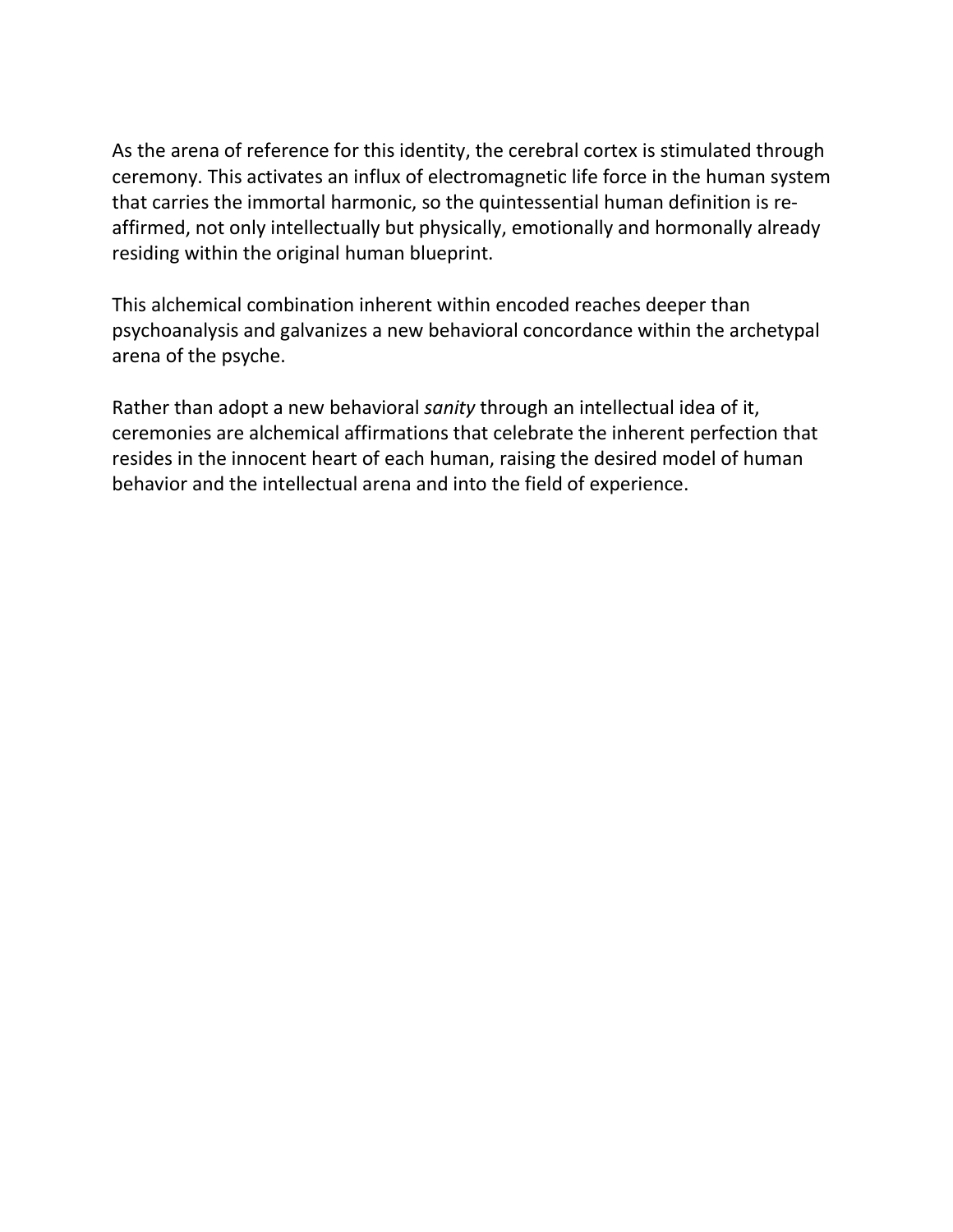As the arena of reference for this identity, the cerebral cortex is stimulated through ceremony. This activates an influx of electromagnetic life force in the human system that carries the immortal harmonic, so the quintessential human definition is re-affirmed, not only intellectually but physically, emotionally and hormonally already residing within the original human blueprint.

This alchemical combination inherent within encoded reaches deeper than psychoanalysis and galvanizes a new behavioral concordance within the archetypal arena of the psyche.

Rather than adopt a new behavioral *sanity* through an intellectual idea of it, ceremonies are alchemical affirmations that celebrate the inherent perfection that resides in the innocent heart of each human, raising the desired model of human behavior and the intellectual arena and into the field of experience.